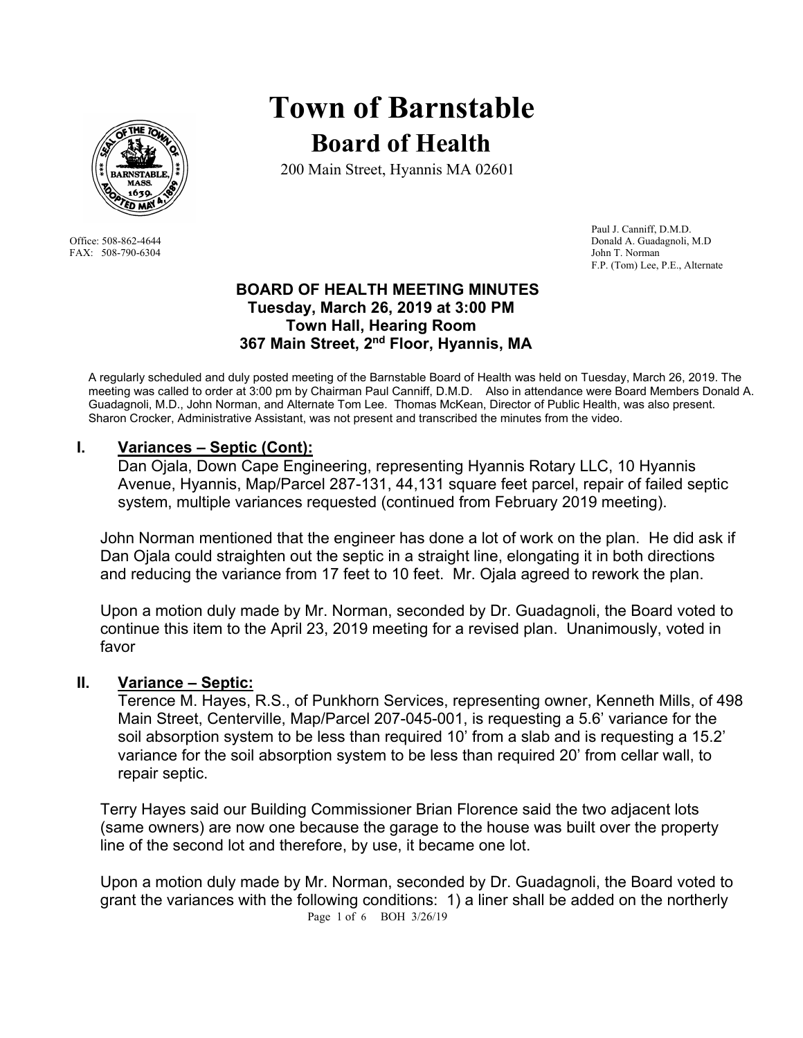# Town of Barnstable

## Board of Health

200 Main Street, Hyannis MA 02601

Office: 508-862-4644
FAX: 508-790-6304

Paul J. Canniff, D.M.D.
Donald A. Guadagnoli, M.D
John T. Norman
F.P. (Tom) Lee, P.E., Alternate

**BOARD OF HEALTH MEETING MINUTES**
**Tuesday, March 26, 2019 at 3:00 PM**
**Town Hall, Hearing Room**
**367 Main Street, 2nd Floor, Hyannis, MA**

A regularly scheduled and duly posted meeting of the Barnstable Board of Health was held on Tuesday, March 26, 2019. The meeting was called to order at 3:00 pm by Chairman Paul Canniff, D.M.D. Also in attendance were Board Members Donald A. Guadagnoli, M.D., John Norman, and Alternate Tom Lee. Thomas McKean, Director of Public Health, was also present. Sharon Crocker, Administrative Assistant, was not present and transcribed the minutes from the video.

## I. Variances – Septic (Cont):

Dan Ojala, Down Cape Engineering, representing Hyannis Rotary LLC, 10 Hyannis Avenue, Hyannis, Map/Parcel 287-131, 44,131 square feet parcel, repair of failed septic system, multiple variances requested (continued from February 2019 meeting).

John Norman mentioned that the engineer has done a lot of work on the plan. He did ask if Dan Ojala could straighten out the septic in a straight line, elongating it in both directions and reducing the variance from 17 feet to 10 feet. Mr. Ojala agreed to rework the plan.

Upon a motion duly made by Mr. Norman, seconded by Dr. Guadagnoli, the Board voted to continue this item to the April 23, 2019 meeting for a revised plan. Unanimously, voted in favor

## II. Variance – Septic:

Terence M. Hayes, R.S., of Punkhorn Services, representing owner, Kenneth Mills, of 498 Main Street, Centerville, Map/Parcel 207-045-001, is requesting a 5.6' variance for the soil absorption system to be less than required 10' from a slab and is requesting a 15.2' variance for the soil absorption system to be less than required 20' from cellar wall, to repair septic.

Terry Hayes said our Building Commissioner Brian Florence said the two adjacent lots (same owners) are now one because the garage to the house was built over the property line of the second lot and therefore, by use, it became one lot.

Upon a motion duly made by Mr. Norman, seconded by Dr. Guadagnoli, the Board voted to grant the variances with the following conditions: 1) a liner shall be added on the northerly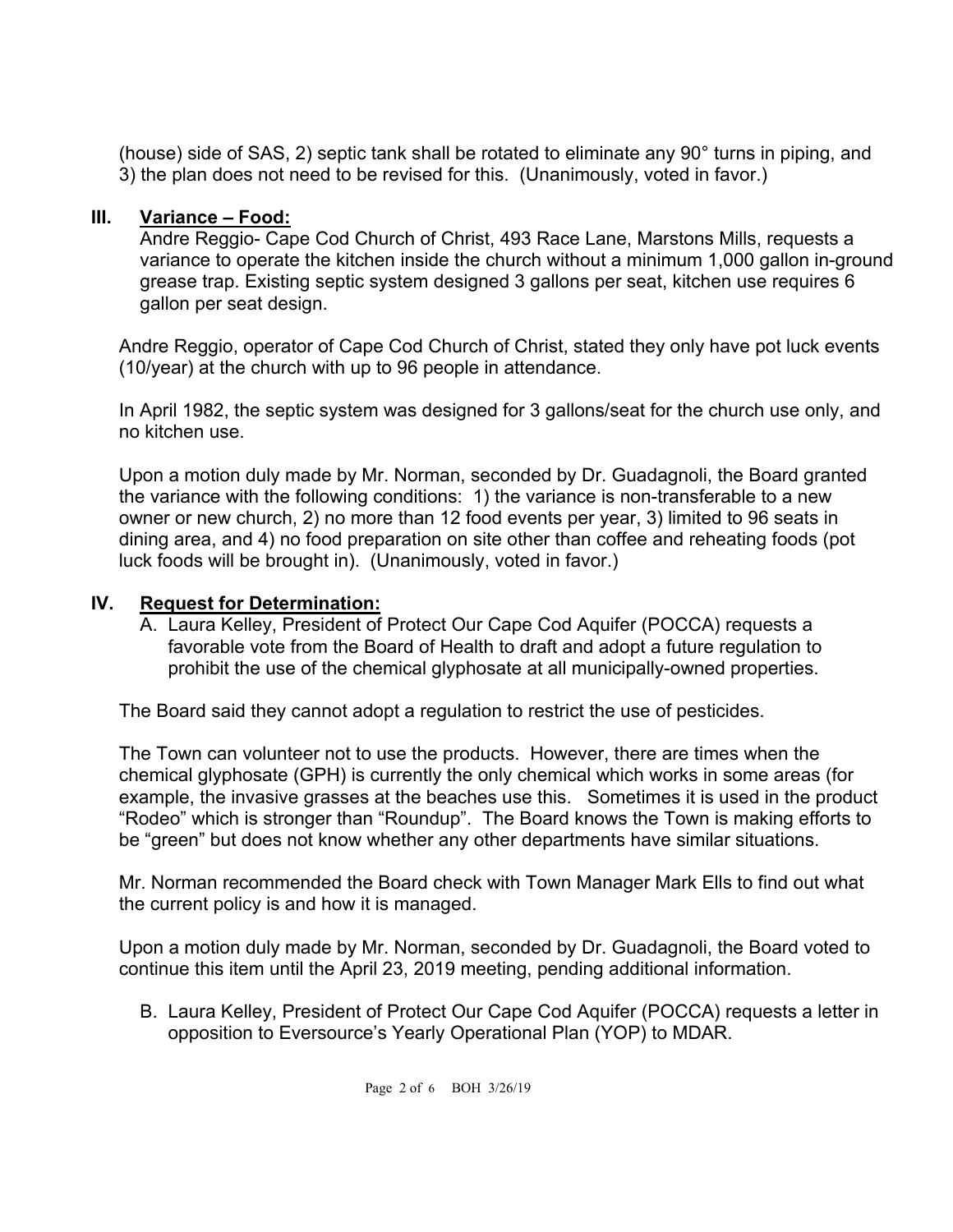(house) side of SAS, 2) septic tank shall be rotated to eliminate any 90° turns in piping, and 3) the plan does not need to be revised for this. (Unanimously, voted in favor.)

## III. Variance – Food:

Andre Reggio- Cape Cod Church of Christ, 493 Race Lane, Marstons Mills, requests a variance to operate the kitchen inside the church without a minimum 1,000 gallon in-ground grease trap. Existing septic system designed 3 gallons per seat, kitchen use requires 6 gallon per seat design.

Andre Reggio, operator of Cape Cod Church of Christ, stated they only have pot luck events (10/year) at the church with up to 96 people in attendance.

In April 1982, the septic system was designed for 3 gallons/seat for the church use only, and no kitchen use.

Upon a motion duly made by Mr. Norman, seconded by Dr. Guadagnoli, the Board granted the variance with the following conditions: 1) the variance is non-transferable to a new owner or new church, 2) no more than 12 food events per year, 3) limited to 96 seats in dining area, and 4) no food preparation on site other than coffee and reheating foods (pot luck foods will be brought in). (Unanimously, voted in favor.)

## IV. Request for Determination:

A. Laura Kelley, President of Protect Our Cape Cod Aquifer (POCCA) requests a favorable vote from the Board of Health to draft and adopt a future regulation to prohibit the use of the chemical glyphosate at all municipally-owned properties.

The Board said they cannot adopt a regulation to restrict the use of pesticides.

The Town can volunteer not to use the products. However, there are times when the chemical glyphosate (GPH) is currently the only chemical which works in some areas (for example, the invasive grasses at the beaches use this. Sometimes it is used in the product "Rodeo" which is stronger than "Roundup". The Board knows the Town is making efforts to be "green" but does not know whether any other departments have similar situations.

Mr. Norman recommended the Board check with Town Manager Mark Ells to find out what the current policy is and how it is managed.

Upon a motion duly made by Mr. Norman, seconded by Dr. Guadagnoli, the Board voted to continue this item until the April 23, 2019 meeting, pending additional information.

B. Laura Kelley, President of Protect Our Cape Cod Aquifer (POCCA) requests a letter in opposition to Eversource's Yearly Operational Plan (YOP) to MDAR.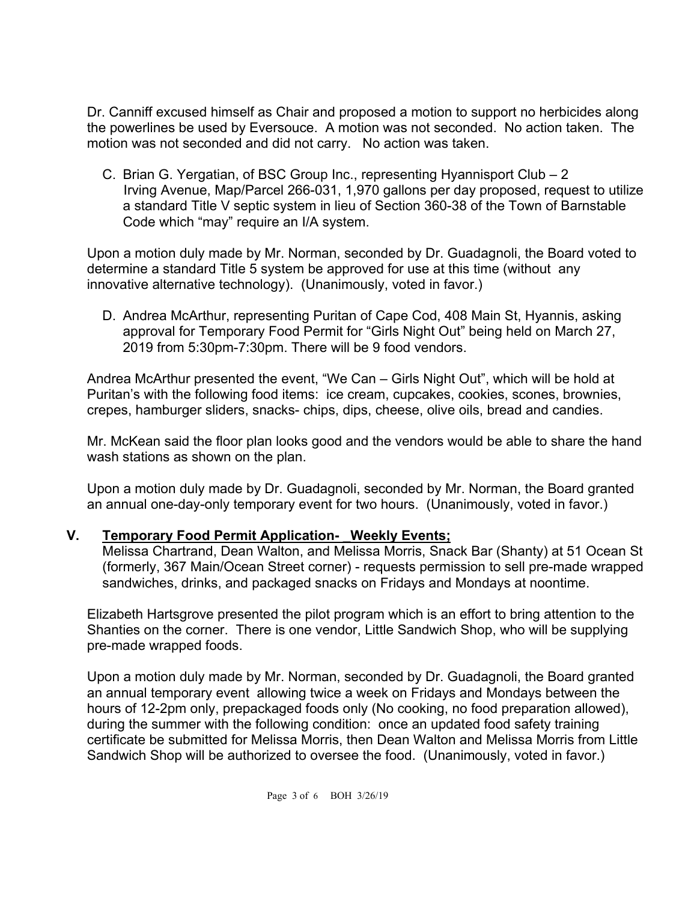Dr. Canniff excused himself as Chair and proposed a motion to support no herbicides along the powerlines be used by Eversouce. A motion was not seconded. No action taken. The motion was not seconded and did not carry. No action was taken.

C. Brian G. Yergatian, of BSC Group Inc., representing Hyannisport Club – 2 Irving Avenue, Map/Parcel 266-031, 1,970 gallons per day proposed, request to utilize a standard Title V septic system in lieu of Section 360-38 of the Town of Barnstable Code which "may" require an I/A system.

Upon a motion duly made by Mr. Norman, seconded by Dr. Guadagnoli, the Board voted to determine a standard Title 5 system be approved for use at this time (without any innovative alternative technology). (Unanimously, voted in favor.)

D. Andrea McArthur, representing Puritan of Cape Cod, 408 Main St, Hyannis, asking approval for Temporary Food Permit for "Girls Night Out" being held on March 27, 2019 from 5:30pm-7:30pm. There will be 9 food vendors.

Andrea McArthur presented the event, "We Can – Girls Night Out", which will be hold at Puritan's with the following food items: ice cream, cupcakes, cookies, scones, brownies, crepes, hamburger sliders, snacks- chips, dips, cheese, olive oils, bread and candies.

Mr. McKean said the floor plan looks good and the vendors would be able to share the hand wash stations as shown on the plan.

Upon a motion duly made by Dr. Guadagnoli, seconded by Mr. Norman, the Board granted an annual one-day-only temporary event for two hours. (Unanimously, voted in favor.)

## V. Temporary Food Permit Application- _Weekly Events;

Melissa Chartrand, Dean Walton, and Melissa Morris, Snack Bar (Shanty) at 51 Ocean St (formerly, 367 Main/Ocean Street corner) - requests permission to sell pre-made wrapped sandwiches, drinks, and packaged snacks on Fridays and Mondays at noontime.

Elizabeth Hartsgrove presented the pilot program which is an effort to bring attention to the Shanties on the corner. There is one vendor, Little Sandwich Shop, who will be supplying pre-made wrapped foods.

Upon a motion duly made by Mr. Norman, seconded by Dr. Guadagnoli, the Board granted an annual temporary event allowing twice a week on Fridays and Mondays between the hours of 12-2pm only, prepackaged foods only (No cooking, no food preparation allowed), during the summer with the following condition: once an updated food safety training certificate be submitted for Melissa Morris, then Dean Walton and Melissa Morris from Little Sandwich Shop will be authorized to oversee the food. (Unanimously, voted in favor.)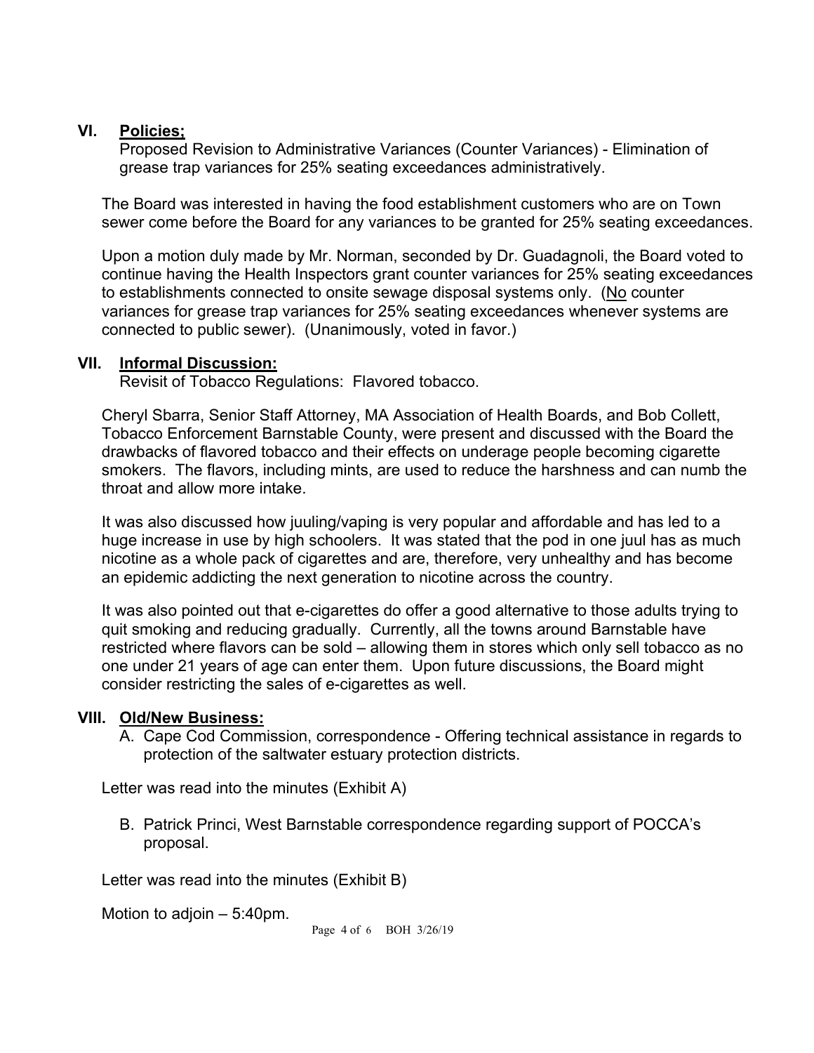## VI. **Policies;**

Proposed Revision to Administrative Variances (Counter Variances) - Elimination of grease trap variances for 25% seating exceedances administratively.

The Board was interested in having the food establishment customers who are on Town sewer come before the Board for any variances to be granted for 25% seating exceedances.

Upon a motion duly made by Mr. Norman, seconded by Dr. Guadagnoli, the Board voted to continue having the Health Inspectors grant counter variances for 25% seating exceedances to establishments connected to onsite sewage disposal systems only. (No counter variances for grease trap variances for 25% seating exceedances whenever systems are connected to public sewer). (Unanimously, voted in favor.)

## VII. **Informal Discussion:**

Revisit of Tobacco Regulations: Flavored tobacco.

Cheryl Sbarra, Senior Staff Attorney, MA Association of Health Boards, and Bob Collett, Tobacco Enforcement Barnstable County, were present and discussed with the Board the drawbacks of flavored tobacco and their effects on underage people becoming cigarette smokers. The flavors, including mints, are used to reduce the harshness and can numb the throat and allow more intake.

It was also discussed how juuling/vaping is very popular and affordable and has led to a huge increase in use by high schoolers. It was stated that the pod in one juul has as much nicotine as a whole pack of cigarettes and are, therefore, very unhealthy and has become an epidemic addicting the next generation to nicotine across the country.

It was also pointed out that e-cigarettes do offer a good alternative to those adults trying to quit smoking and reducing gradually. Currently, all the towns around Barnstable have restricted where flavors can be sold – allowing them in stores which only sell tobacco as no one under 21 years of age can enter them. Upon future discussions, the Board might consider restricting the sales of e-cigarettes as well.

## VIII. **Old/New Business:**

A. Cape Cod Commission, correspondence - Offering technical assistance in regards to protection of the saltwater estuary protection districts.

Letter was read into the minutes (Exhibit A)

B. Patrick Princi, West Barnstable correspondence regarding support of POCCA's proposal.

Letter was read into the minutes (Exhibit B)

Motion to adjoin – 5:40pm.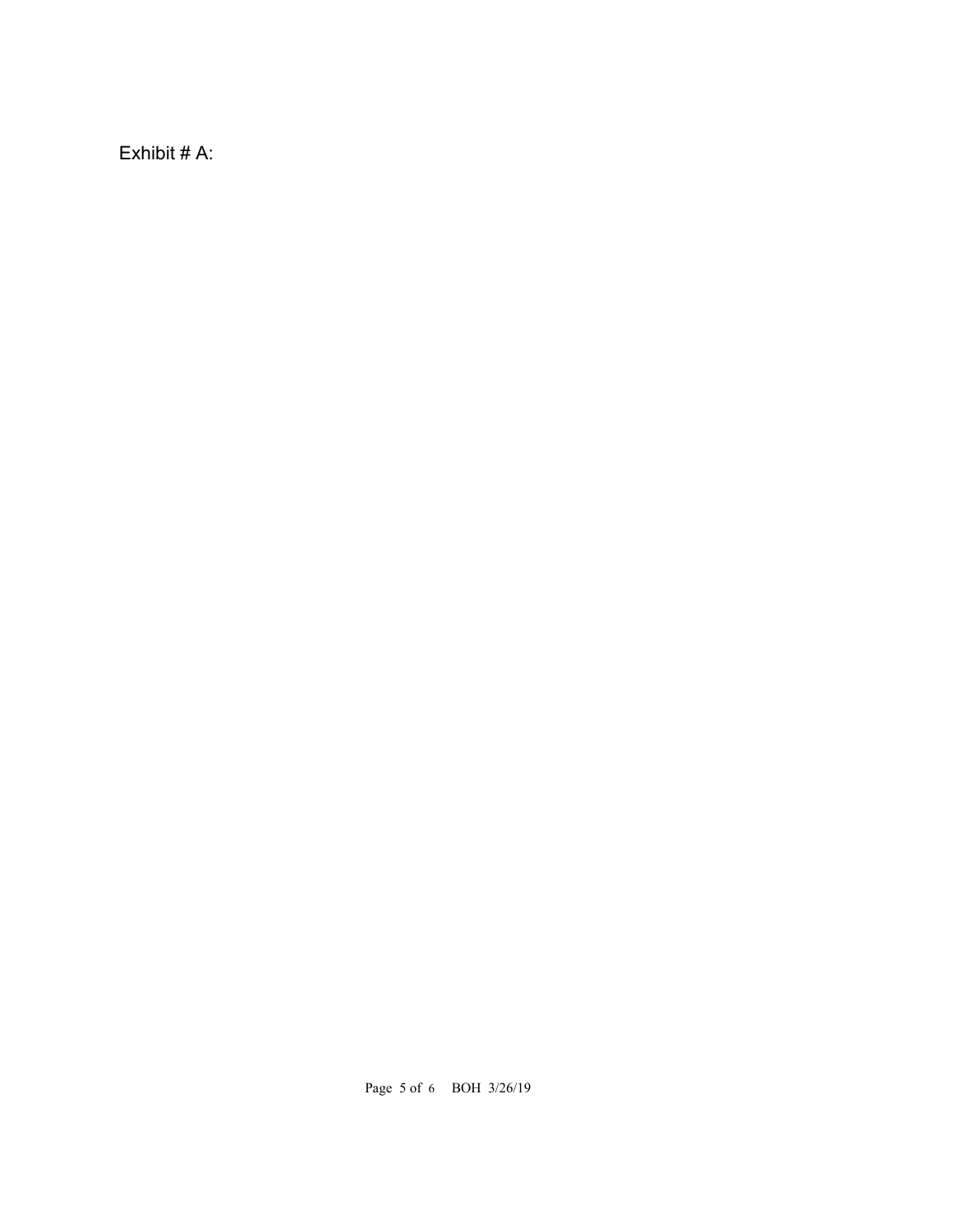Exhibit # A: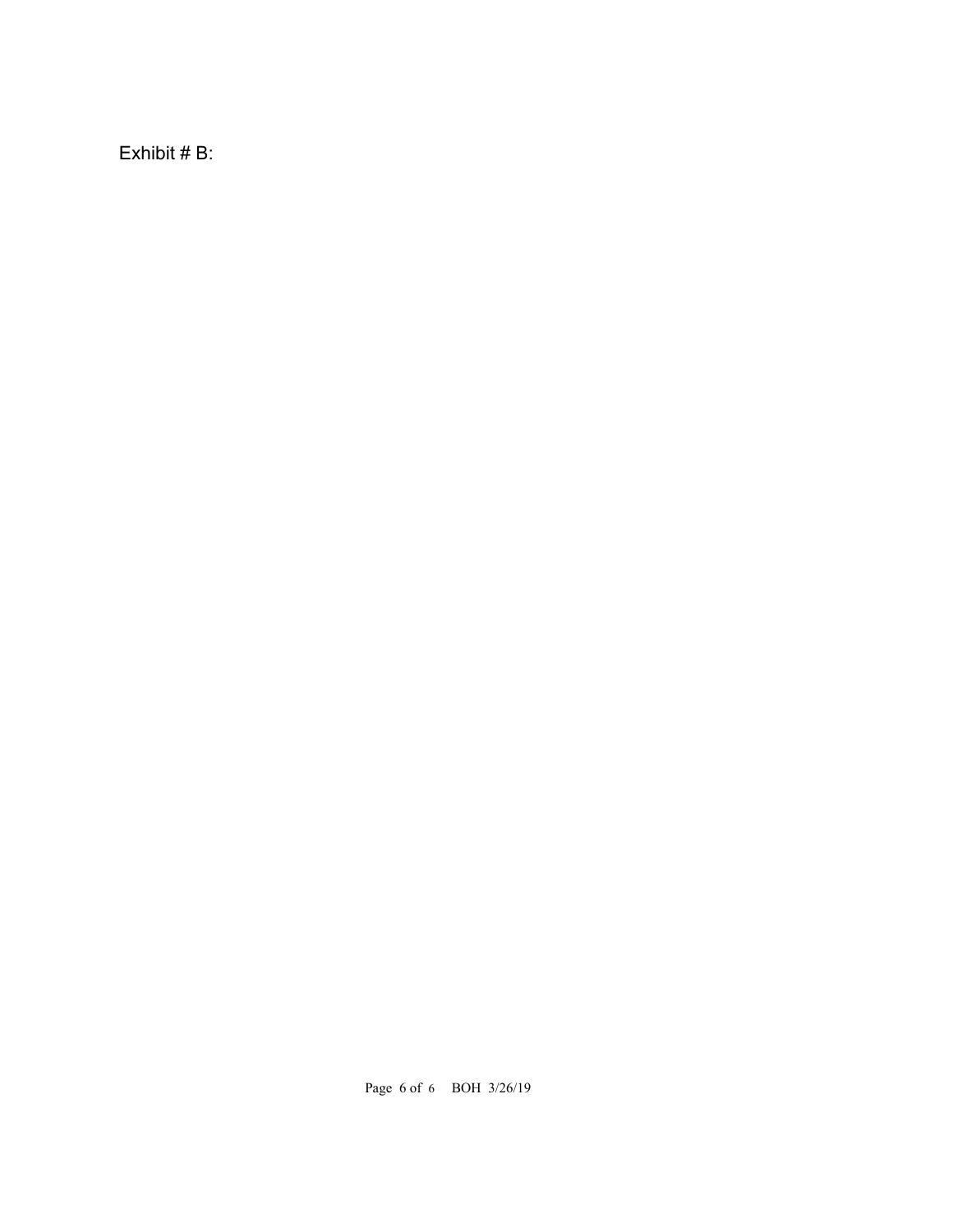Exhibit # B: